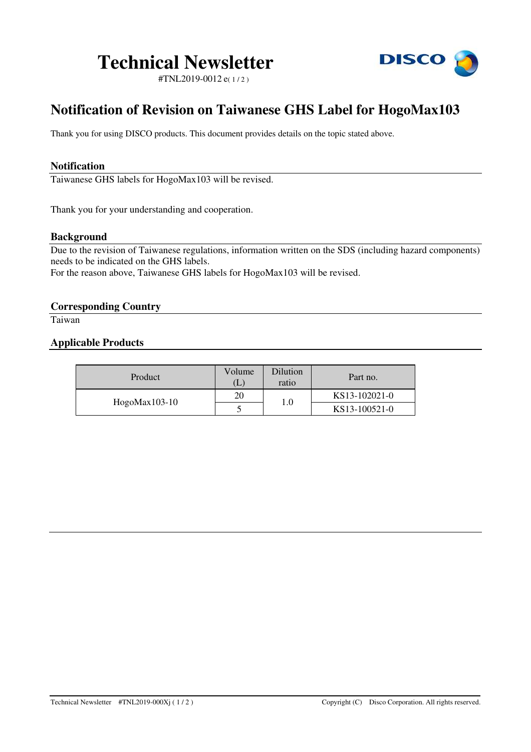# Technical Newsletter

#TNL2019-0012 e( 1 / 2 )

## Notification of Revision on Taiwanese GHS Label for HogoMax103

Thank you for using DISCO products. This document provides details on the topic stated above.

### Notification

Taiwanese GHS labels for HogoMax103 will be revised.

Thank you for your understanding and cooperation.

### Background

Due to the revision of Taiwanese regulations, information written on the SDS (including hazard components) needs to be indicated on the GHS labels.
For the reason above, Taiwanese GHS labels for HogoMax103 will be revised.

### Corresponding Country

Taiwan

### Applicable Products

| Product | Volume (L) | Dilution ratio | Part no. |
|---|---|---|---|
| HogoMax103-10 | 20 | 1.0 | KS13-102021-0 |
| | 5 | | KS13-100521-0 |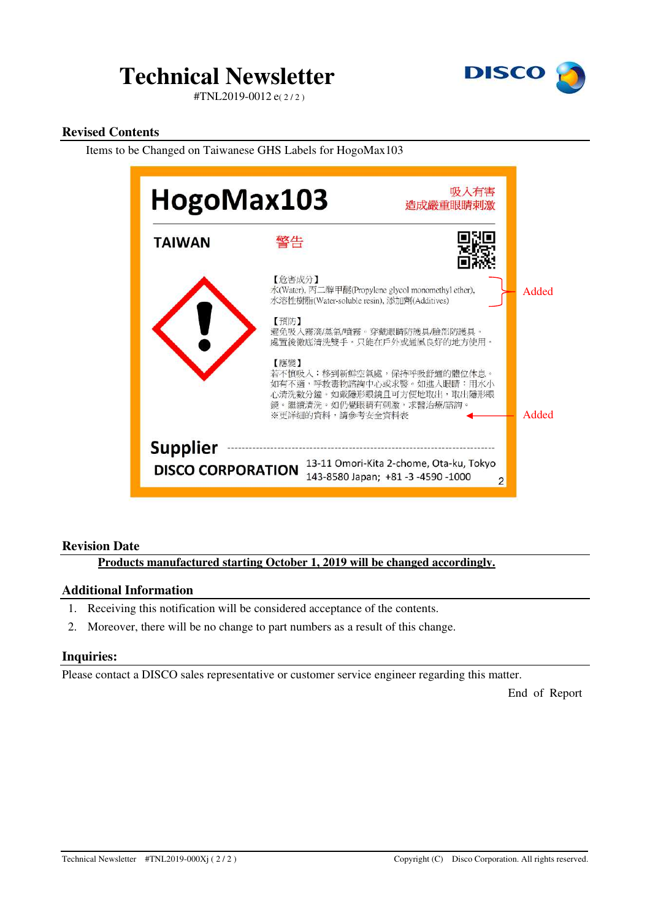# Technical Newsletter

#TNL2019-0012 e( 2 / 2 )

## Revised Contents

Items to be Changed on Taiwanese GHS Labels for HogoMax103

**HogoMax103**

吸入有害
造成嚴重眼睛刺激

**TAIWAN**

警告

【危害成分】
水(Water), 丙二醇甲醚(Propylene glycol monomethyl ether), 水溶性樹脂(Water-soluble resin), 添加劑(Additives)

Added

【預防】
避免吸入霧滴/蒸氣/噴霧。穿戴眼睛防護具/臉部防護具。
處置後徹底清洗雙手。只能在戶外或通風良好的地方使用。

【應變】
若不慎吸入：移到新鮮空氣處，保持呼吸舒適的體位休息。
如有不適，呼救毒物諮詢中心或求醫。如進入眼睛：用水小心清洗數分鐘。如戴隱形眼鏡且可方便地取出，取出隱形眼鏡。繼續清洗。如仍覺眼睛有刺激，求醫治療/諮詢。
※更詳細的資料，請參考安全資料表

Added

**Supplier**

**DISCO CORPORATION** 13-11 Omori-Kita 2-chome, Ota-ku, Tokyo 143-8580 Japan; +81 -3 -4590 -1000

## Revision Date

**Products manufactured starting October 1, 2019 will be changed accordingly.**

## Additional Information

1. Receiving this notification will be considered acceptance of the contents.
2. Moreover, there will be no change to part numbers as a result of this change.

## Inquiries:

Please contact a DISCO sales representative or customer service engineer regarding this matter.

End of Report